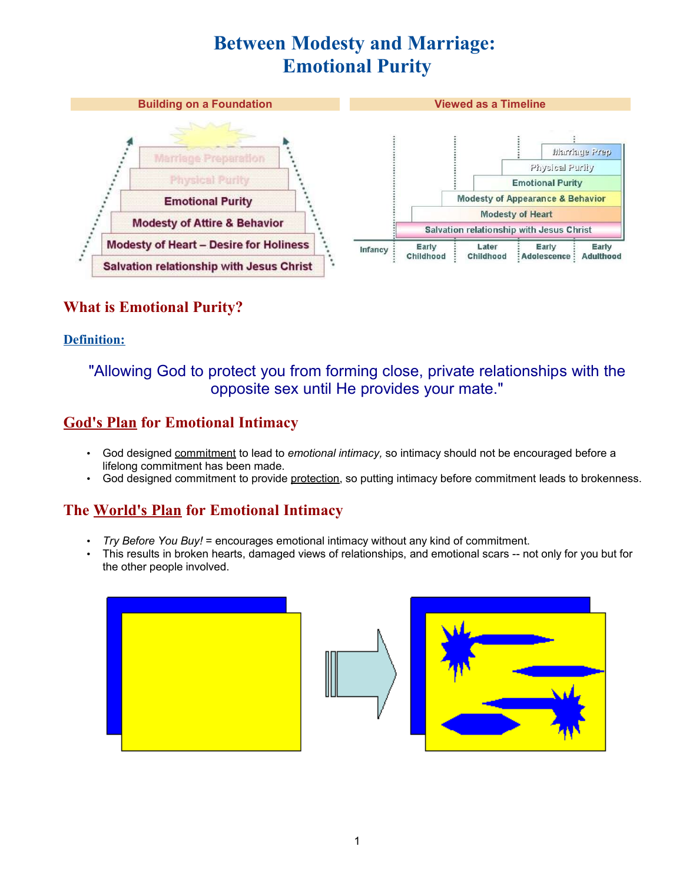# Between Modesty and Marriage: Emotional Purity

**Building on a Foundation**

- Marriage Preparation
- Physical Purity
- Emotional Purity
- Modesty of Attire & Behavior
- Modesty of Heart – Desire for Holiness
- Salvation relationship with Jesus Christ

**Viewed as a Timeline**

- Marriage Prep
- Physical Purity
- Emotional Purity
- Modesty of Appearance & Behavior
- Modesty of Heart
- Salvation relationship with Jesus Christ

Infancy | Early Childhood | Later Childhood | Early Adolescence | Early Adulthood

## What is Emotional Purity?

### Definition:

"Allowing God to protect you from forming close, private relationships with the opposite sex until He provides your mate."

## God's Plan for Emotional Intimacy

- God designed commitment to lead to *emotional intimacy,* so intimacy should not be encouraged before a lifelong commitment has been made.
- God designed commitment to provide protection, so putting intimacy before commitment leads to brokenness.

## The World's Plan for Emotional Intimacy

- *Try Before You Buy!* = encourages emotional intimacy without any kind of commitment.
- This results in broken hearts, damaged views of relationships, and emotional scars -- not only for you but for the other people involved.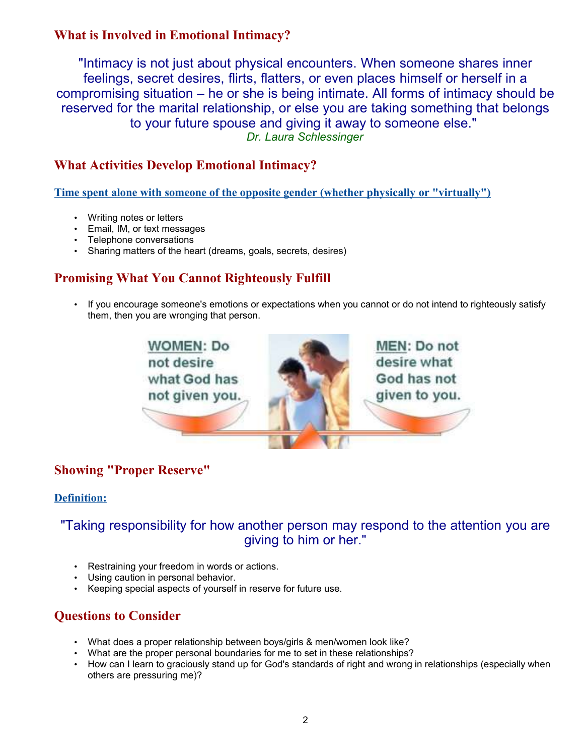## What is Involved in Emotional Intimacy?

"Intimacy is not just about physical encounters. When someone shares inner feelings, secret desires, flirts, flatters, or even places himself or herself in a compromising situation – he or she is being intimate. All forms of intimacy should be reserved for the marital relationship, or else you are taking something that belongs to your future spouse and giving it away to someone else."

*Dr. Laura Schlessinger*

## What Activities Develop Emotional Intimacy?

### Time spent alone with someone of the opposite gender (whether physically or "virtually")

- Writing notes or letters
- Email, IM, or text messages
- Telephone conversations
- Sharing matters of the heart (dreams, goals, secrets, desires)

## Promising What You Cannot Righteously Fulfill

- If you encourage someone's emotions or expectations when you cannot or do not intend to righteously satisfy them, then you are wronging that person.

**WOMEN**: Do not desire what God has not given you.

**MEN**: Do not desire what God has not given to you.

## Showing "Proper Reserve"

### Definition:

"Taking responsibility for how another person may respond to the attention you are giving to him or her."

- Restraining your freedom in words or actions.
- Using caution in personal behavior.
- Keeping special aspects of yourself in reserve for future use.

## Questions to Consider

- What does a proper relationship between boys/girls & men/women look like?
- What are the proper personal boundaries for me to set in these relationships?
- How can I learn to graciously stand up for God's standards of right and wrong in relationships (especially when others are pressuring me)?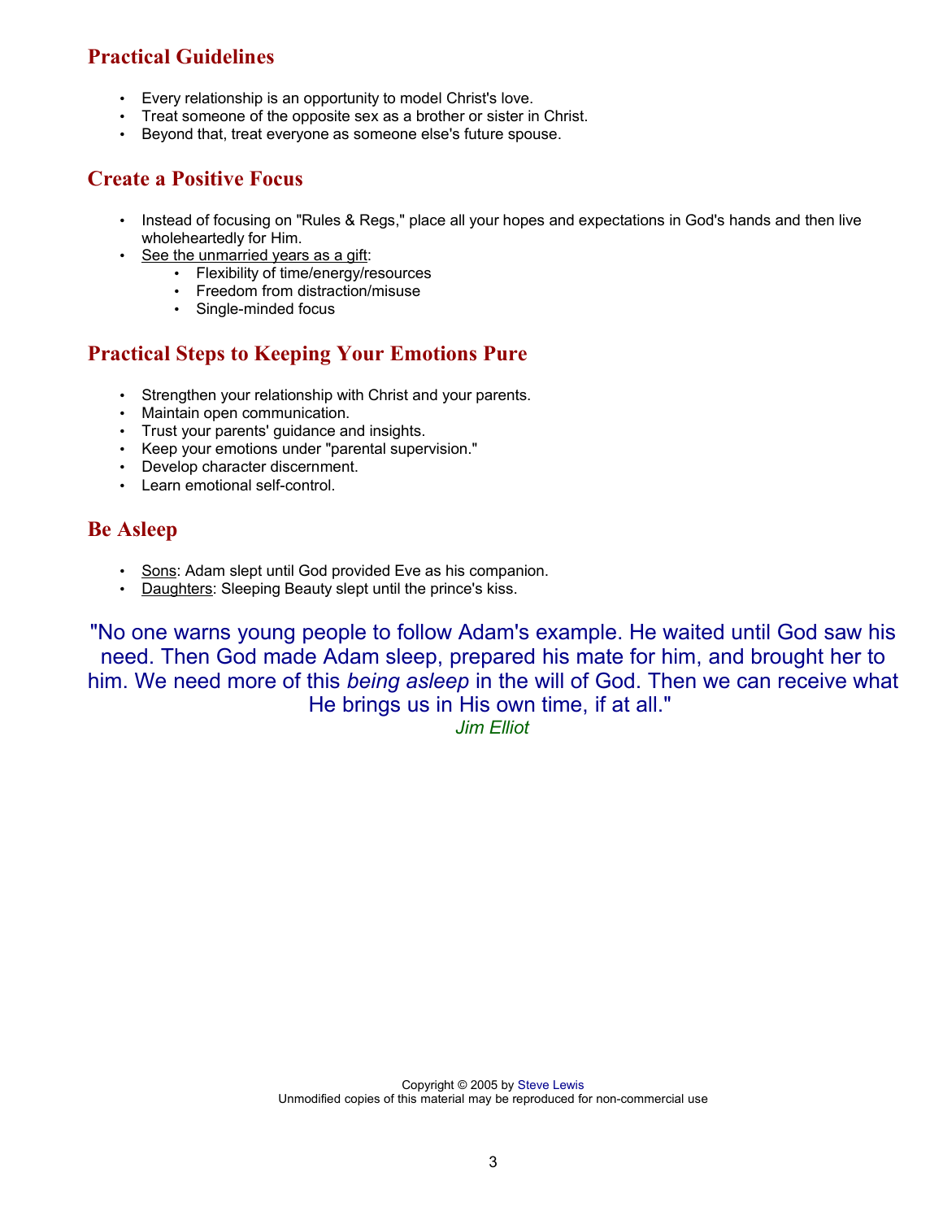## Practical Guidelines

- Every relationship is an opportunity to model Christ's love.
- Treat someone of the opposite sex as a brother or sister in Christ.
- Beyond that, treat everyone as someone else's future spouse.

## Create a Positive Focus

- Instead of focusing on "Rules & Regs," place all your hopes and expectations in God's hands and then live wholeheartedly for Him.
- <u>See the unmarried years as a gift</u>:
  - Flexibility of time/energy/resources
  - Freedom from distraction/misuse
  - Single-minded focus

## Practical Steps to Keeping Your Emotions Pure

- Strengthen your relationship with Christ and your parents.
- Maintain open communication.
- Trust your parents' guidance and insights.
- Keep your emotions under "parental supervision."
- Develop character discernment.
- Learn emotional self-control.

## Be Asleep

- <u>Sons</u>: Adam slept until God provided Eve as his companion.
- <u>Daughters</u>: Sleeping Beauty slept until the prince's kiss.

"No one warns young people to follow Adam's example. He waited until God saw his need. Then God made Adam sleep, prepared his mate for him, and brought her to him. We need more of this *being asleep* in the will of God. Then we can receive what He brings us in His own time, if at all."

*Jim Elliot*

Copyright © 2005 by Steve Lewis
Unmodified copies of this material may be reproduced for non-commercial use